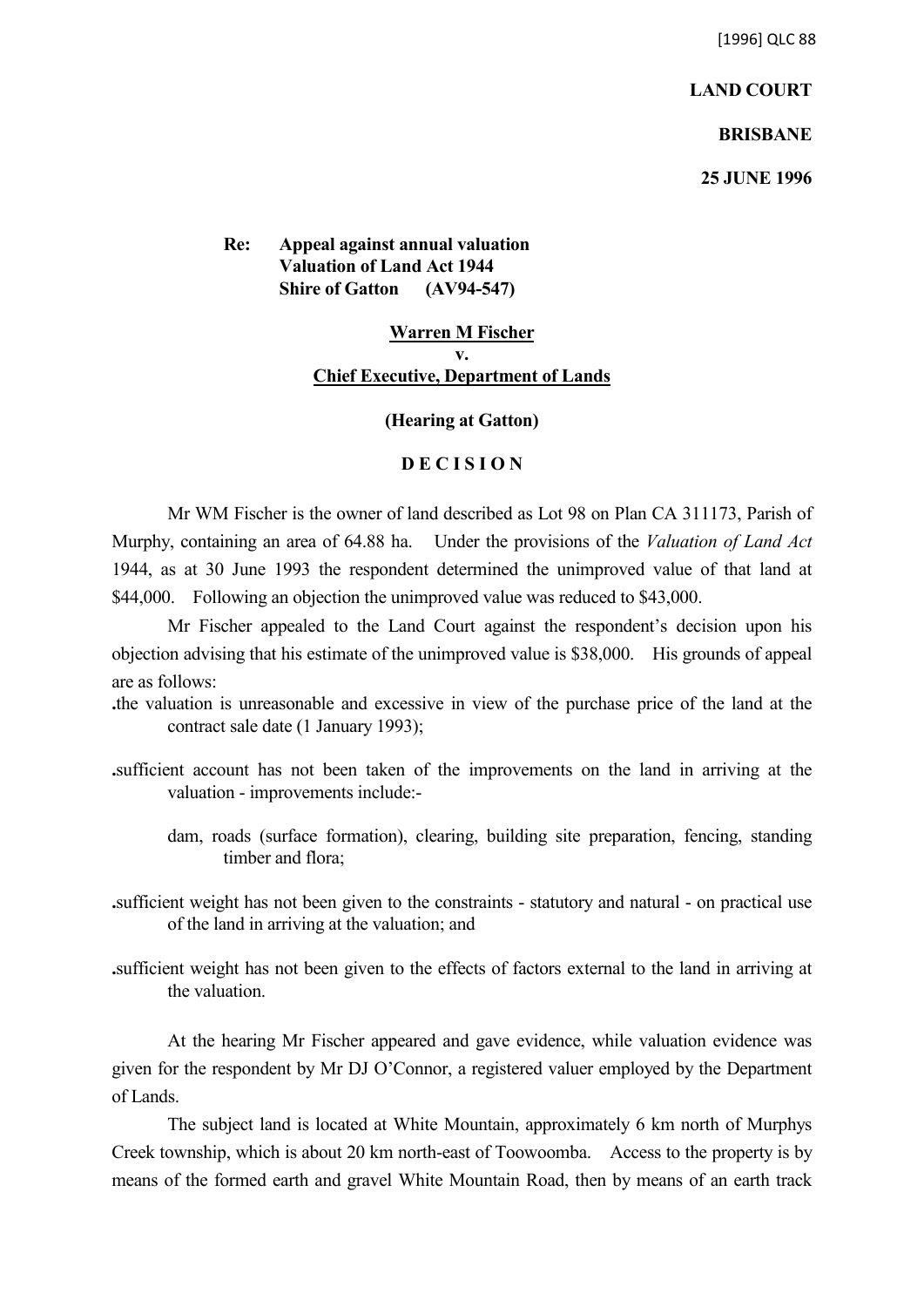[1996] QLC 88

**LAND COURT**

**BRISBANE**

**25 JUNE 1996**

**Re: Appeal against annual valuation**
**Valuation of Land Act 1944**
**Shire of Gatton (AV94-547)**

**Warren M Fischer**
**v.**
**Chief Executive, Department of Lands**

**(Hearing at Gatton)**

**D E C I S I O N**

Mr WM Fischer is the owner of land described as Lot 98 on Plan CA 311173, Parish of Murphy, containing an area of 64.88 ha. Under the provisions of the *Valuation of Land Act* 1944, as at 30 June 1993 the respondent determined the unimproved value of that land at \$44,000. Following an objection the unimproved value was reduced to \$43,000.

Mr Fischer appealed to the Land Court against the respondent's decision upon his objection advising that his estimate of the unimproved value is \$38,000. His grounds of appeal are as follows:

- the valuation is unreasonable and excessive in view of the purchase price of the land at the contract sale date (1 January 1993);
- sufficient account has not been taken of the improvements on the land in arriving at the valuation - improvements include:-

  dam, roads (surface formation), clearing, building site preparation, fencing, standing timber and flora;

- sufficient weight has not been given to the constraints - statutory and natural - on practical use of the land in arriving at the valuation; and
- sufficient weight has not been given to the effects of factors external to the land in arriving at the valuation.

At the hearing Mr Fischer appeared and gave evidence, while valuation evidence was given for the respondent by Mr DJ O'Connor, a registered valuer employed by the Department of Lands.

The subject land is located at White Mountain, approximately 6 km north of Murphys Creek township, which is about 20 km north-east of Toowoomba. Access to the property is by means of the formed earth and gravel White Mountain Road, then by means of an earth track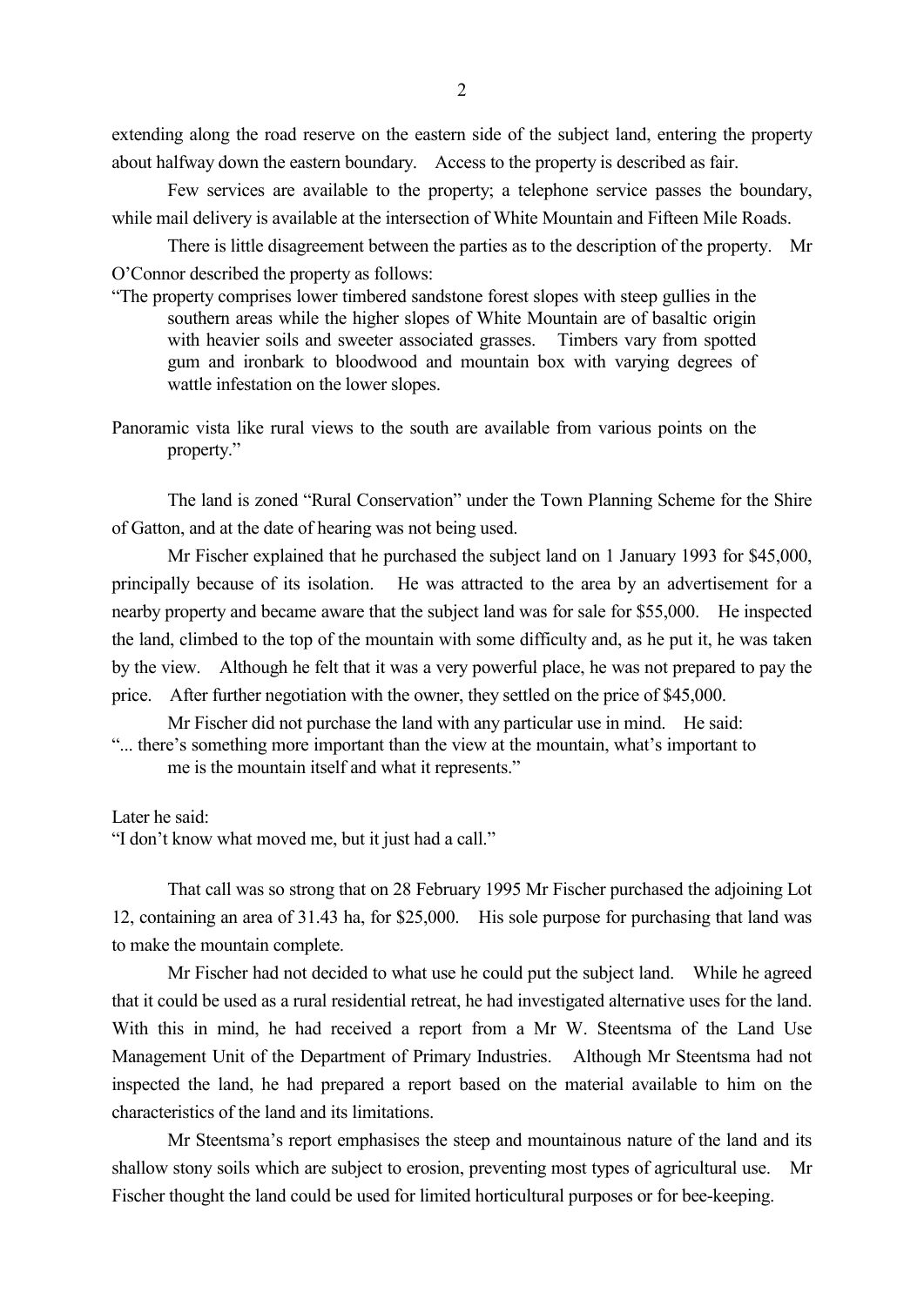extending along the road reserve on the eastern side of the subject land, entering the property about halfway down the eastern boundary. Access to the property is described as fair.

Few services are available to the property; a telephone service passes the boundary, while mail delivery is available at the intersection of White Mountain and Fifteen Mile Roads.

There is little disagreement between the parties as to the description of the property. Mr O'Connor described the property as follows:

> "The property comprises lower timbered sandstone forest slopes with steep gullies in the southern areas while the higher slopes of White Mountain are of basaltic origin with heavier soils and sweeter associated grasses. Timbers vary from spotted gum and ironbark to bloodwood and mountain box with varying degrees of wattle infestation on the lower slopes.
>
> Panoramic vista like rural views to the south are available from various points on the property."

The land is zoned "Rural Conservation" under the Town Planning Scheme for the Shire of Gatton, and at the date of hearing was not being used.

Mr Fischer explained that he purchased the subject land on 1 January 1993 for $45,000, principally because of its isolation. He was attracted to the area by an advertisement for a nearby property and became aware that the subject land was for sale for $55,000. He inspected the land, climbed to the top of the mountain with some difficulty and, as he put it, he was taken by the view. Although he felt that it was a very powerful place, he was not prepared to pay the price. After further negotiation with the owner, they settled on the price of $45,000.

Mr Fischer did not purchase the land with any particular use in mind. He said:

> "... there's something more important than the view at the mountain, what's important to me is the mountain itself and what it represents."

Later he said:

> "I don't know what moved me, but it just had a call."

That call was so strong that on 28 February 1995 Mr Fischer purchased the adjoining Lot 12, containing an area of 31.43 ha, for $25,000. His sole purpose for purchasing that land was to make the mountain complete.

Mr Fischer had not decided to what use he could put the subject land. While he agreed that it could be used as a rural residential retreat, he had investigated alternative uses for the land. With this in mind, he had received a report from a Mr W. Steentsma of the Land Use Management Unit of the Department of Primary Industries. Although Mr Steentsma had not inspected the land, he had prepared a report based on the material available to him on the characteristics of the land and its limitations.

Mr Steentsma's report emphasises the steep and mountainous nature of the land and its shallow stony soils which are subject to erosion, preventing most types of agricultural use. Mr Fischer thought the land could be used for limited horticultural purposes or for bee-keeping.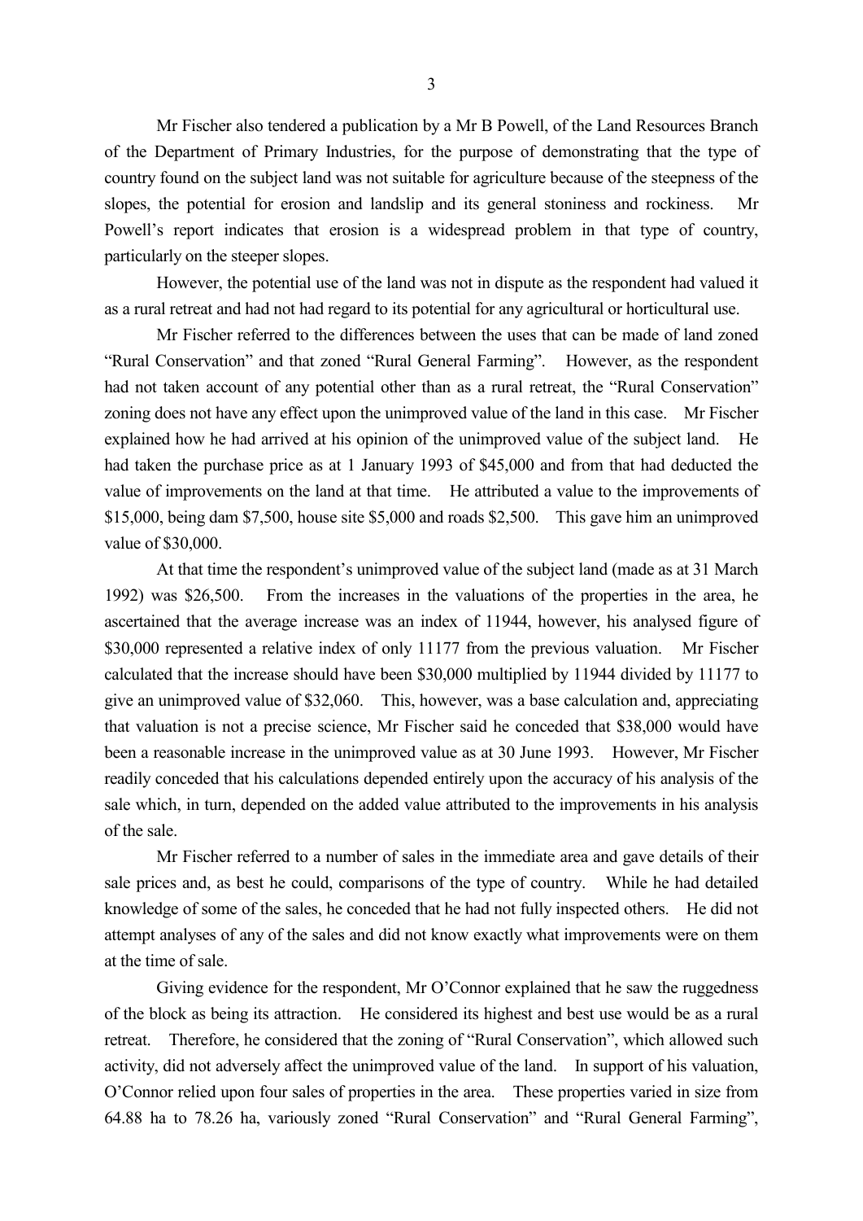Mr Fischer also tendered a publication by a Mr B Powell, of the Land Resources Branch of the Department of Primary Industries, for the purpose of demonstrating that the type of country found on the subject land was not suitable for agriculture because of the steepness of the slopes, the potential for erosion and landslip and its general stoniness and rockiness. Mr Powell's report indicates that erosion is a widespread problem in that type of country, particularly on the steeper slopes.

However, the potential use of the land was not in dispute as the respondent had valued it as a rural retreat and had not had regard to its potential for any agricultural or horticultural use.

Mr Fischer referred to the differences between the uses that can be made of land zoned "Rural Conservation" and that zoned "Rural General Farming". However, as the respondent had not taken account of any potential other than as a rural retreat, the "Rural Conservation" zoning does not have any effect upon the unimproved value of the land in this case. Mr Fischer explained how he had arrived at his opinion of the unimproved value of the subject land. He had taken the purchase price as at 1 January 1993 of $45,000 and from that had deducted the value of improvements on the land at that time. He attributed a value to the improvements of $15,000, being dam $7,500, house site $5,000 and roads $2,500. This gave him an unimproved value of $30,000.

At that time the respondent's unimproved value of the subject land (made as at 31 March 1992) was $26,500. From the increases in the valuations of the properties in the area, he ascertained that the average increase was an index of 11944, however, his analysed figure of $30,000 represented a relative index of only 11177 from the previous valuation. Mr Fischer calculated that the increase should have been $30,000 multiplied by 11944 divided by 11177 to give an unimproved value of $32,060. This, however, was a base calculation and, appreciating that valuation is not a precise science, Mr Fischer said he conceded that $38,000 would have been a reasonable increase in the unimproved value as at 30 June 1993. However, Mr Fischer readily conceded that his calculations depended entirely upon the accuracy of his analysis of the sale which, in turn, depended on the added value attributed to the improvements in his analysis of the sale.

Mr Fischer referred to a number of sales in the immediate area and gave details of their sale prices and, as best he could, comparisons of the type of country. While he had detailed knowledge of some of the sales, he conceded that he had not fully inspected others. He did not attempt analyses of any of the sales and did not know exactly what improvements were on them at the time of sale.

Giving evidence for the respondent, Mr O'Connor explained that he saw the ruggedness of the block as being its attraction. He considered its highest and best use would be as a rural retreat. Therefore, he considered that the zoning of "Rural Conservation", which allowed such activity, did not adversely affect the unimproved value of the land. In support of his valuation, O'Connor relied upon four sales of properties in the area. These properties varied in size from 64.88 ha to 78.26 ha, variously zoned "Rural Conservation" and "Rural General Farming",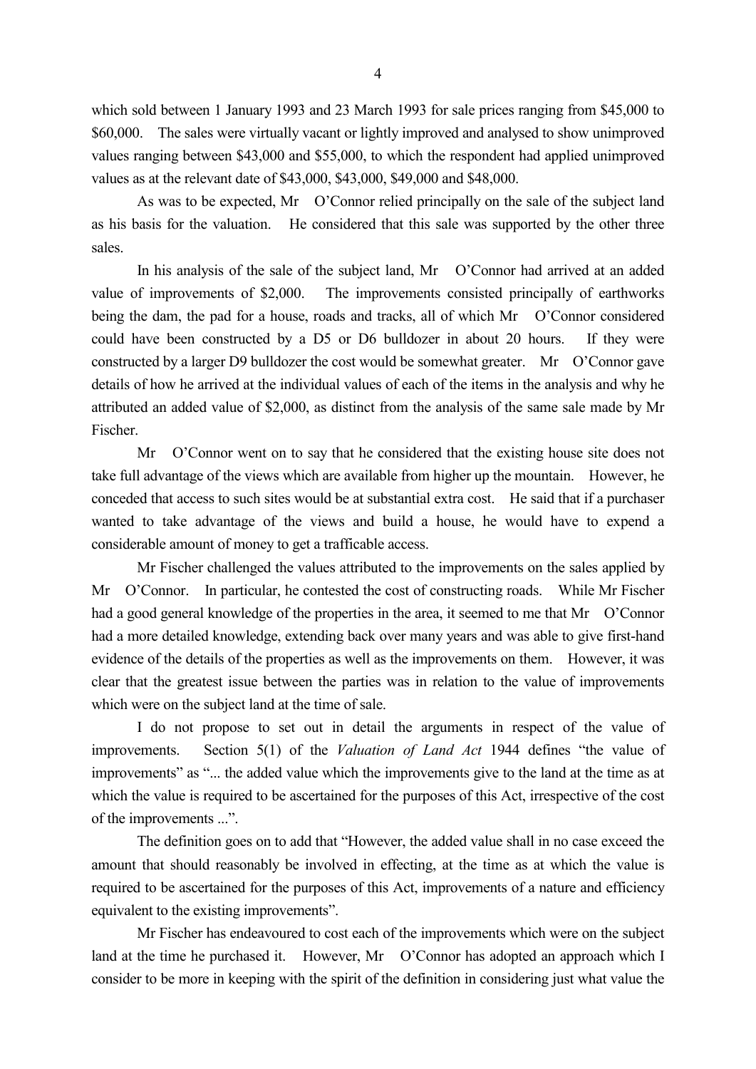which sold between 1 January 1993 and 23 March 1993 for sale prices ranging from $45,000 to $60,000. The sales were virtually vacant or lightly improved and analysed to show unimproved values ranging between $43,000 and $55,000, to which the respondent had applied unimproved values as at the relevant date of $43,000, $43,000, $49,000 and $48,000.

As was to be expected, Mr O'Connor relied principally on the sale of the subject land as his basis for the valuation. He considered that this sale was supported by the other three sales.

In his analysis of the sale of the subject land, Mr O'Connor had arrived at an added value of improvements of $2,000. The improvements consisted principally of earthworks being the dam, the pad for a house, roads and tracks, all of which Mr O'Connor considered could have been constructed by a D5 or D6 bulldozer in about 20 hours. If they were constructed by a larger D9 bulldozer the cost would be somewhat greater. Mr O'Connor gave details of how he arrived at the individual values of each of the items in the analysis and why he attributed an added value of $2,000, as distinct from the analysis of the same sale made by Mr Fischer.

Mr O'Connor went on to say that he considered that the existing house site does not take full advantage of the views which are available from higher up the mountain. However, he conceded that access to such sites would be at substantial extra cost. He said that if a purchaser wanted to take advantage of the views and build a house, he would have to expend a considerable amount of money to get a trafficable access.

Mr Fischer challenged the values attributed to the improvements on the sales applied by Mr O'Connor. In particular, he contested the cost of constructing roads. While Mr Fischer had a good general knowledge of the properties in the area, it seemed to me that Mr O'Connor had a more detailed knowledge, extending back over many years and was able to give first-hand evidence of the details of the properties as well as the improvements on them. However, it was clear that the greatest issue between the parties was in relation to the value of improvements which were on the subject land at the time of sale.

I do not propose to set out in detail the arguments in respect of the value of improvements. Section 5(1) of the *Valuation of Land Act* 1944 defines "the value of improvements" as "... the added value which the improvements give to the land at the time as at which the value is required to be ascertained for the purposes of this Act, irrespective of the cost of the improvements ...".

The definition goes on to add that "However, the added value shall in no case exceed the amount that should reasonably be involved in effecting, at the time as at which the value is required to be ascertained for the purposes of this Act, improvements of a nature and efficiency equivalent to the existing improvements".

Mr Fischer has endeavoured to cost each of the improvements which were on the subject land at the time he purchased it. However, Mr O'Connor has adopted an approach which I consider to be more in keeping with the spirit of the definition in considering just what value the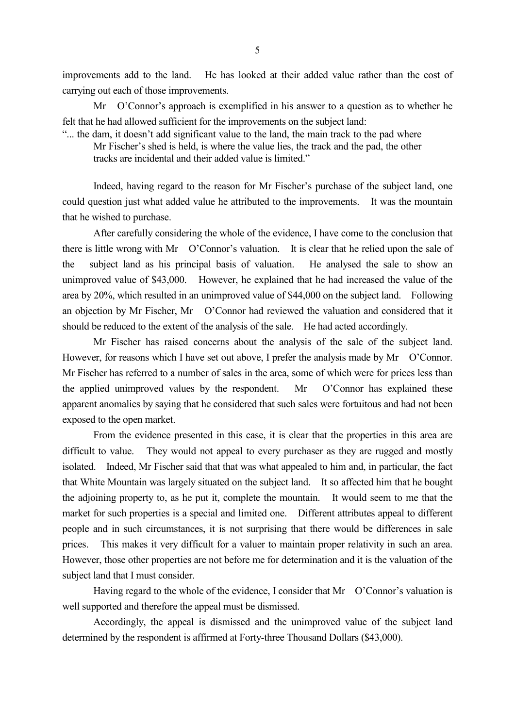improvements add to the land. He has looked at their added value rather than the cost of carrying out each of those improvements.

Mr O'Connor's approach is exemplified in his answer to a question as to whether he felt that he had allowed sufficient for the improvements on the subject land:

> "... the dam, it doesn't add significant value to the land, the main track to the pad where Mr Fischer's shed is held, is where the value lies, the track and the pad, the other tracks are incidental and their added value is limited."

Indeed, having regard to the reason for Mr Fischer's purchase of the subject land, one could question just what added value he attributed to the improvements. It was the mountain that he wished to purchase.

After carefully considering the whole of the evidence, I have come to the conclusion that there is little wrong with Mr O'Connor's valuation. It is clear that he relied upon the sale of the subject land as his principal basis of valuation. He analysed the sale to show an unimproved value of $43,000. However, he explained that he had increased the value of the area by 20%, which resulted in an unimproved value of $44,000 on the subject land. Following an objection by Mr Fischer, Mr O'Connor had reviewed the valuation and considered that it should be reduced to the extent of the analysis of the sale. He had acted accordingly.

Mr Fischer has raised concerns about the analysis of the sale of the subject land. However, for reasons which I have set out above, I prefer the analysis made by Mr O'Connor. Mr Fischer has referred to a number of sales in the area, some of which were for prices less than the applied unimproved values by the respondent. Mr O'Connor has explained these apparent anomalies by saying that he considered that such sales were fortuitous and had not been exposed to the open market.

From the evidence presented in this case, it is clear that the properties in this area are difficult to value. They would not appeal to every purchaser as they are rugged and mostly isolated. Indeed, Mr Fischer said that that was what appealed to him and, in particular, the fact that White Mountain was largely situated on the subject land. It so affected him that he bought the adjoining property to, as he put it, complete the mountain. It would seem to me that the market for such properties is a special and limited one. Different attributes appeal to different people and in such circumstances, it is not surprising that there would be differences in sale prices. This makes it very difficult for a valuer to maintain proper relativity in such an area. However, those other properties are not before me for determination and it is the valuation of the subject land that I must consider.

Having regard to the whole of the evidence, I consider that Mr O'Connor's valuation is well supported and therefore the appeal must be dismissed.

Accordingly, the appeal is dismissed and the unimproved value of the subject land determined by the respondent is affirmed at Forty-three Thousand Dollars ($43,000).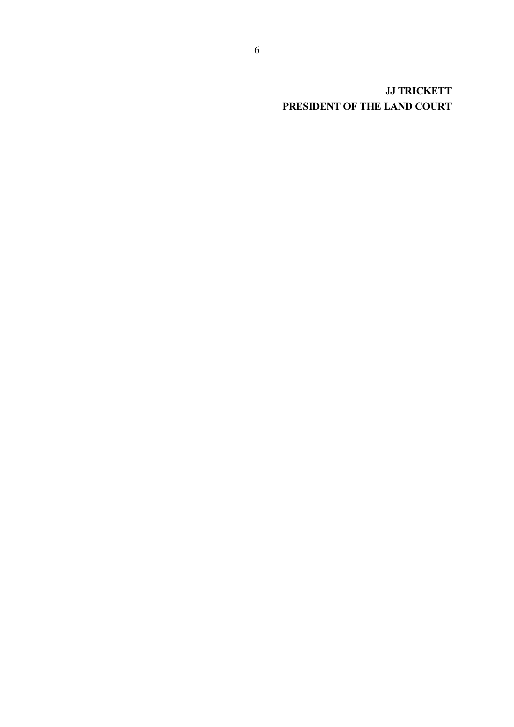**JJ TRICKETT**
**PRESIDENT OF THE LAND COURT**